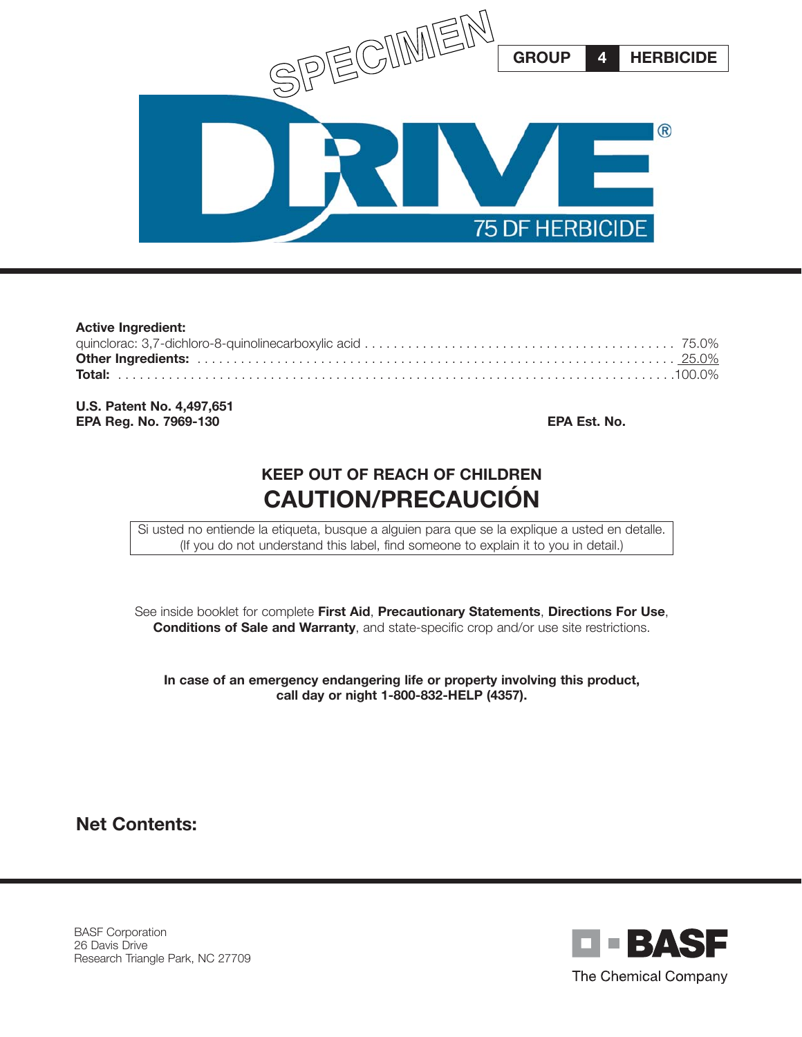SPECIMEN

**GROUP 4 HERBICIDE**

# DRIVE®

## 75 DF HERBICIDE

**Active Ingredient:**

| | |
|---|---|
| quinclorac: 3,7-dichloro-8-quinolinecarboxylic acid | 75.0% |
| **Other Ingredients:** | 25.0% |
| **Total:** | 100.0% |

**U.S. Patent No. 4,497,651**
**EPA Reg. No. 7969-130** **EPA Est. No.**

### KEEP OUT OF REACH OF CHILDREN

## CAUTION/PRECAUCIÓN

Si usted no entiende la etiqueta, busque a alguien para que se la explique a usted en detalle.
(If you do not understand this label, find someone to explain it to you in detail.)

See inside booklet for complete **First Aid**, **Precautionary Statements**, **Directions For Use**, **Conditions of Sale and Warranty**, and state-specific crop and/or use site restrictions.

**In case of an emergency endangering life or property involving this product, call day or night 1-800-832-HELP (4357).**

**Net Contents:**

BASF Corporation
26 Davis Drive
Research Triangle Park, NC 27709

BASF
The Chemical Company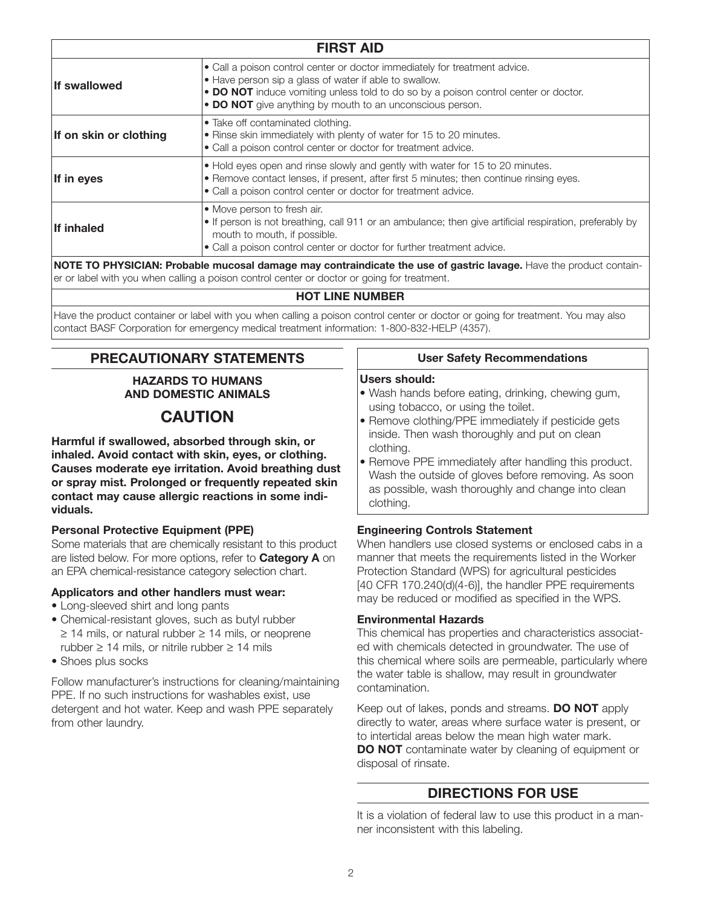## FIRST AID

| | |
|---|---|
| **If swallowed** | • Call a poison control center or doctor immediately for treatment advice.<br>• Have person sip a glass of water if able to swallow.<br>• **DO NOT** induce vomiting unless told to do so by a poison control center or doctor.<br>• **DO NOT** give anything by mouth to an unconscious person. |
| **If on skin or clothing** | • Take off contaminated clothing.<br>• Rinse skin immediately with plenty of water for 15 to 20 minutes.<br>• Call a poison control center or doctor for treatment advice. |
| **If in eyes** | • Hold eyes open and rinse slowly and gently with water for 15 to 20 minutes.<br>• Remove contact lenses, if present, after first 5 minutes; then continue rinsing eyes.<br>• Call a poison control center or doctor for treatment advice. |
| **If inhaled** | • Move person to fresh air.<br>• If person is not breathing, call 911 or an ambulance; then give artificial respiration, preferably by mouth to mouth, if possible.<br>• Call a poison control center or doctor for further treatment advice. |

**NOTE TO PHYSICIAN: Probable mucosal damage may contraindicate the use of gastric lavage.** Have the product container or label with you when calling a poison control center or doctor or going for treatment.

**HOT LINE NUMBER**

Have the product container or label with you when calling a poison control center or doctor or going for treatment. You may also contact BASF Corporation for emergency medical treatment information: 1-800-832-HELP (4357).

## PRECAUTIONARY STATEMENTS

### HAZARDS TO HUMANS AND DOMESTIC ANIMALS

### CAUTION

**Harmful if swallowed, absorbed through skin, or inhaled. Avoid contact with skin, eyes, or clothing. Causes moderate eye irritation. Avoid breathing dust or spray mist. Prolonged or frequently repeated skin contact may cause allergic reactions in some individuals.**

**Personal Protective Equipment (PPE)**

Some materials that are chemically resistant to this product are listed below. For more options, refer to **Category A** on an EPA chemical-resistance category selection chart.

**Applicators and other handlers must wear:**

- Long-sleeved shirt and long pants
- Chemical-resistant gloves, such as butyl rubber ≥ 14 mils, or natural rubber ≥ 14 mils, or neoprene rubber ≥ 14 mils, or nitrile rubber ≥ 14 mils
- Shoes plus socks

Follow manufacturer's instructions for cleaning/maintaining PPE. If no such instructions for washables exist, use detergent and hot water. Keep and wash PPE separately from other laundry.

**User Safety Recommendations**

**Users should:**

- Wash hands before eating, drinking, chewing gum, using tobacco, or using the toilet.
- Remove clothing/PPE immediately if pesticide gets inside. Then wash thoroughly and put on clean clothing.
- Remove PPE immediately after handling this product. Wash the outside of gloves before removing. As soon as possible, wash thoroughly and change into clean clothing.

**Engineering Controls Statement**

When handlers use closed systems or enclosed cabs in a manner that meets the requirements listed in the Worker Protection Standard (WPS) for agricultural pesticides [40 CFR 170.240(d)(4-6)], the handler PPE requirements may be reduced or modified as specified in the WPS.

**Environmental Hazards**

This chemical has properties and characteristics associated with chemicals detected in groundwater. The use of this chemical where soils are permeable, particularly where the water table is shallow, may result in groundwater contamination.

Keep out of lakes, ponds and streams. **DO NOT** apply directly to water, areas where surface water is present, or to intertidal areas below the mean high water mark. **DO NOT** contaminate water by cleaning of equipment or disposal of rinsate.

## DIRECTIONS FOR USE

It is a violation of federal law to use this product in a manner inconsistent with this labeling.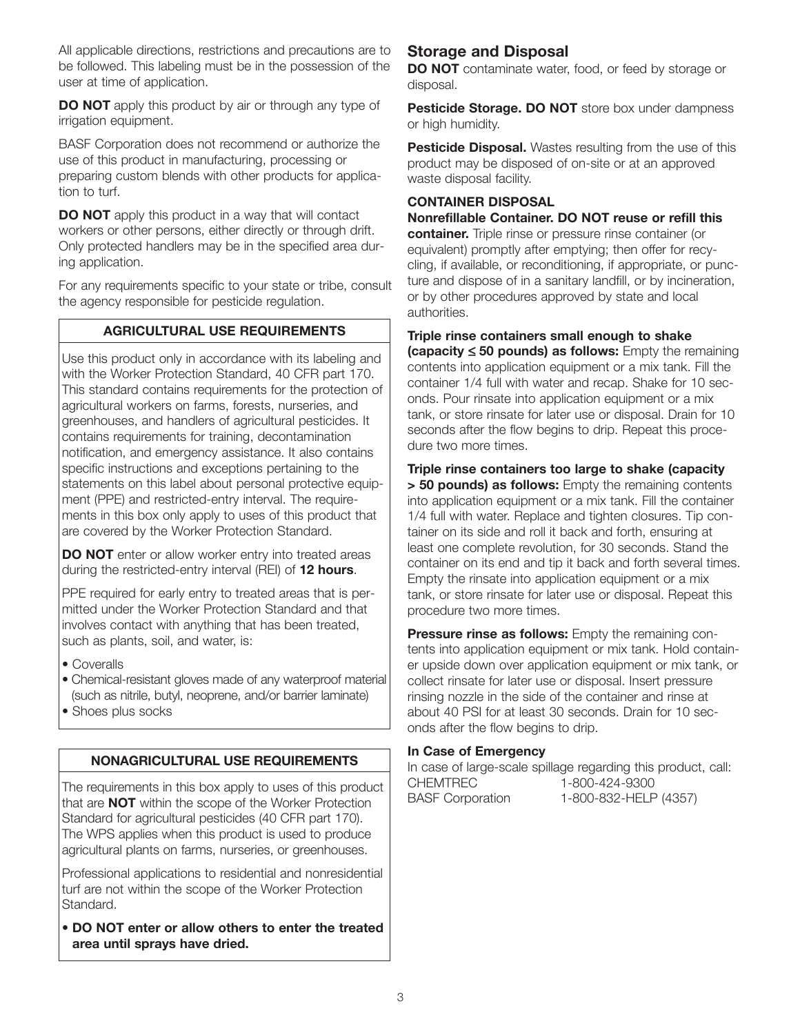All applicable directions, restrictions and precautions are to be followed. This labeling must be in the possession of the user at time of application.

**DO NOT** apply this product by air or through any type of irrigation equipment.

BASF Corporation does not recommend or authorize the use of this product in manufacturing, processing or preparing custom blends with other products for application to turf.

**DO NOT** apply this product in a way that will contact workers or other persons, either directly or through drift. Only protected handlers may be in the specified area during application.

For any requirements specific to your state or tribe, consult the agency responsible for pesticide regulation.

### AGRICULTURAL USE REQUIREMENTS

Use this product only in accordance with its labeling and with the Worker Protection Standard, 40 CFR part 170. This standard contains requirements for the protection of agricultural workers on farms, forests, nurseries, and greenhouses, and handlers of agricultural pesticides. It contains requirements for training, decontamination notification, and emergency assistance. It also contains specific instructions and exceptions pertaining to the statements on this label about personal protective equipment (PPE) and restricted-entry interval. The requirements in this box only apply to uses of this product that are covered by the Worker Protection Standard.

**DO NOT** enter or allow worker entry into treated areas during the restricted-entry interval (REI) of **12 hours**.

PPE required for early entry to treated areas that is permitted under the Worker Protection Standard and that involves contact with anything that has been treated, such as plants, soil, and water, is:

- Coveralls
- Chemical-resistant gloves made of any waterproof material (such as nitrile, butyl, neoprene, and/or barrier laminate)
- Shoes plus socks

### NONAGRICULTURAL USE REQUIREMENTS

The requirements in this box apply to uses of this product that are **NOT** within the scope of the Worker Protection Standard for agricultural pesticides (40 CFR part 170). The WPS applies when this product is used to produce agricultural plants on farms, nurseries, or greenhouses.

Professional applications to residential and nonresidential turf are not within the scope of the Worker Protection Standard.

- **DO NOT enter or allow others to enter the treated area until sprays have dried.**

## Storage and Disposal

**DO NOT** contaminate water, food, or feed by storage or disposal.

**Pesticide Storage. DO NOT** store box under dampness or high humidity.

**Pesticide Disposal.** Wastes resulting from the use of this product may be disposed of on-site or at an approved waste disposal facility.

### CONTAINER DISPOSAL

**Nonrefillable Container. DO NOT reuse or refill this container.** Triple rinse or pressure rinse container (or equivalent) promptly after emptying; then offer for recycling, if available, or reconditioning, if appropriate, or puncture and dispose of in a sanitary landfill, or by incineration, or by other procedures approved by state and local authorities.

**Triple rinse containers small enough to shake (capacity ≤ 50 pounds) as follows:** Empty the remaining contents into application equipment or a mix tank. Fill the container 1/4 full with water and recap. Shake for 10 seconds. Pour rinsate into application equipment or a mix tank, or store rinsate for later use or disposal. Drain for 10 seconds after the flow begins to drip. Repeat this procedure two more times.

**Triple rinse containers too large to shake (capacity > 50 pounds) as follows:** Empty the remaining contents into application equipment or a mix tank. Fill the container 1/4 full with water. Replace and tighten closures. Tip container on its side and roll it back and forth, ensuring at least one complete revolution, for 30 seconds. Stand the container on its end and tip it back and forth several times. Empty the rinsate into application equipment or a mix tank, or store rinsate for later use or disposal. Repeat this procedure two more times.

**Pressure rinse as follows:** Empty the remaining contents into application equipment or mix tank. Hold container upside down over application equipment or mix tank, or collect rinsate for later use or disposal. Insert pressure rinsing nozzle in the side of the container and rinse at about 40 PSI for at least 30 seconds. Drain for 10 seconds after the flow begins to drip.

### In Case of Emergency

In case of large-scale spillage regarding this product, call:

CHEMTREC 1-800-424-9300
BASF Corporation 1-800-832-HELP (4357)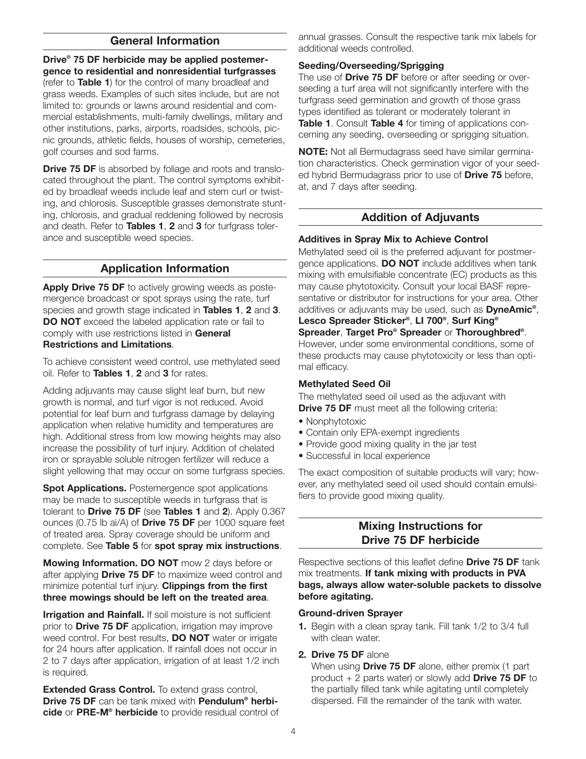## General Information

**Drive® 75 DF herbicide may be applied postemergence to residential and nonresidential turfgrasses** (refer to **Table 1**) for the control of many broadleaf and grass weeds. Examples of such sites include, but are not limited to: grounds or lawns around residential and commercial establishments, multi-family dwellings, military and other institutions, parks, airports, roadsides, schools, picnic grounds, athletic fields, houses of worship, cemeteries, golf courses and sod farms.

**Drive 75 DF** is absorbed by foliage and roots and translocated throughout the plant. The control symptoms exhibited by broadleaf weeds include leaf and stem curl or twisting, and chlorosis. Susceptible grasses demonstrate stunting, chlorosis, and gradual reddening followed by necrosis and death. Refer to **Tables 1**, **2** and **3** for turfgrass tolerance and susceptible weed species.

## Application Information

**Apply Drive 75 DF** to actively growing weeds as postemergence broadcast or spot sprays using the rate, turf species and growth stage indicated in **Tables 1**, **2** and **3**. **DO NOT** exceed the labeled application rate or fail to comply with use restrictions listed in **General Restrictions and Limitations**.

To achieve consistent weed control, use methylated seed oil. Refer to **Tables 1**, **2** and **3** for rates.

Adding adjuvants may cause slight leaf burn, but new growth is normal, and turf vigor is not reduced. Avoid potential for leaf burn and turfgrass damage by delaying application when relative humidity and temperatures are high. Additional stress from low mowing heights may also increase the possibility of turf injury. Addition of chelated iron or sprayable soluble nitrogen fertilizer will reduce a slight yellowing that may occur on some turfgrass species.

**Spot Applications.** Postemergence spot applications may be made to susceptible weeds in turfgrass that is tolerant to **Drive 75 DF** (see **Tables 1** and **2**). Apply 0.367 ounces (0.75 lb ai/A) of **Drive 75 DF** per 1000 square feet of treated area. Spray coverage should be uniform and complete. See **Table 5** for **spot spray mix instructions**.

**Mowing Information. DO NOT** mow 2 days before or after applying **Drive 75 DF** to maximize weed control and minimize potential turf injury. **Clippings from the first three mowings should be left on the treated area**.

**Irrigation and Rainfall.** If soil moisture is not sufficient prior to **Drive 75 DF** application, irrigation may improve weed control. For best results, **DO NOT** water or irrigate for 24 hours after application. If rainfall does not occur in 2 to 7 days after application, irrigation of at least 1/2 inch is required.

**Extended Grass Control.** To extend grass control, **Drive 75 DF** can be tank mixed with **Pendulum® herbicide** or **PRE-M® herbicide** to provide residual control of annual grasses. Consult the respective tank mix labels for additional weeds controlled.

**Seeding/Overseeding/Sprigging**

The use of **Drive 75 DF** before or after seeding or overseeding a turf area will not significantly interfere with the turfgrass seed germination and growth of those grass types identified as tolerant or moderately tolerant in **Table 1**. Consult **Table 4** for timing of applications concerning any seeding, overseeding or sprigging situation.

**NOTE:** Not all Bermudagrass seed have similar germination characteristics. Check germination vigor of your seeded hybrid Bermudagrass prior to use of **Drive 75** before, at, and 7 days after seeding.

## Addition of Adjuvants

**Additives in Spray Mix to Achieve Control**

Methylated seed oil is the preferred adjuvant for postmergence applications. **DO NOT** include additives when tank mixing with emulsifiable concentrate (EC) products as this may cause phytotoxicity. Consult your local BASF representative or distributor for instructions for your area. Other additives or adjuvants may be used, such as **DyneAmic®**, **Lesco Spreader Sticker®**, **LI 700®**, **Surf King® Spreader**, **Target Pro® Spreader** or **Thoroughbred®**. However, under some environmental conditions, some of these products may cause phytotoxicity or less than optimal efficacy.

**Methylated Seed Oil**

The methylated seed oil used as the adjuvant with **Drive 75 DF** must meet all the following criteria:

- Nonphytotoxic
- Contain only EPA-exempt ingredients
- Provide good mixing quality in the jar test
- Successful in local experience

The exact composition of suitable products will vary; however, any methylated seed oil used should contain emulsifiers to provide good mixing quality.

## Mixing Instructions for Drive 75 DF herbicide

Respective sections of this leaflet define **Drive 75 DF** tank mix treatments. **If tank mixing with products in PVA bags, always allow water-soluble packets to dissolve before agitating.**

**Ground-driven Sprayer**

1. Begin with a clean spray tank. Fill tank 1/2 to 3/4 full with clean water.
2. **Drive 75 DF** alone
   When using **Drive 75 DF** alone, either premix (1 part product + 2 parts water) or slowly add **Drive 75 DF** to the partially filled tank while agitating until completely dispersed. Fill the remainder of the tank with water.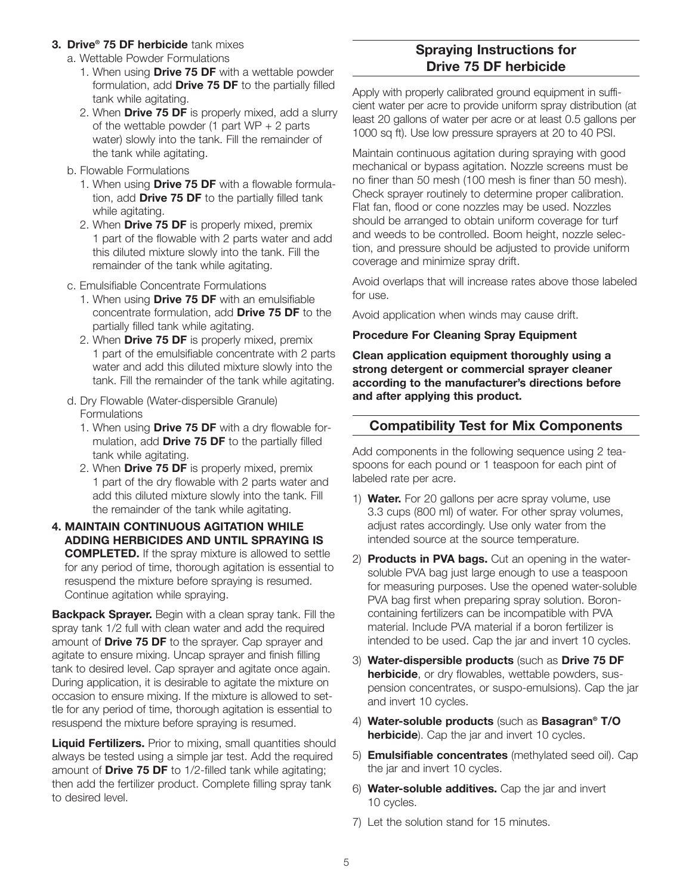3. **Drive® 75 DF herbicide** tank mixes
   a. Wettable Powder Formulations
      1. When using **Drive 75 DF** with a wettable powder formulation, add **Drive 75 DF** to the partially filled tank while agitating.
      2. When **Drive 75 DF** is properly mixed, add a slurry of the wettable powder (1 part WP + 2 parts water) slowly into the tank. Fill the remainder of the tank while agitating.

   b. Flowable Formulations
      1. When using **Drive 75 DF** with a flowable formulation, add **Drive 75 DF** to the partially filled tank while agitating.
      2. When **Drive 75 DF** is properly mixed, premix 1 part of the flowable with 2 parts water and add this diluted mixture slowly into the tank. Fill the remainder of the tank while agitating.

   c. Emulsifiable Concentrate Formulations
      1. When using **Drive 75 DF** with an emulsifiable concentrate formulation, add **Drive 75 DF** to the partially filled tank while agitating.
      2. When **Drive 75 DF** is properly mixed, premix 1 part of the emulsifiable concentrate with 2 parts water and add this diluted mixture slowly into the tank. Fill the remainder of the tank while agitating.

   d. Dry Flowable (Water-dispersible Granule) Formulations
      1. When using **Drive 75 DF** with a dry flowable formulation, add **Drive 75 DF** to the partially filled tank while agitating.
      2. When **Drive 75 DF** is properly mixed, premix 1 part of the dry flowable with 2 parts water and add this diluted mixture slowly into the tank. Fill the remainder of the tank while agitating.

4. **MAINTAIN CONTINUOUS AGITATION WHILE ADDING HERBICIDES AND UNTIL SPRAYING IS COMPLETED.** If the spray mixture is allowed to settle for any period of time, thorough agitation is essential to resuspend the mixture before spraying is resumed. Continue agitation while spraying.

**Backpack Sprayer.** Begin with a clean spray tank. Fill the spray tank 1/2 full with clean water and add the required amount of **Drive 75 DF** to the sprayer. Cap sprayer and agitate to ensure mixing. Uncap sprayer and finish filling tank to desired level. Cap sprayer and agitate once again. During application, it is desirable to agitate the mixture on occasion to ensure mixing. If the mixture is allowed to settle for any period of time, thorough agitation is essential to resuspend the mixture before spraying is resumed.

**Liquid Fertilizers.** Prior to mixing, small quantities should always be tested using a simple jar test. Add the required amount of **Drive 75 DF** to 1/2-filled tank while agitating; then add the fertilizer product. Complete filling spray tank to desired level.

## Spraying Instructions for Drive 75 DF herbicide

Apply with properly calibrated ground equipment in sufficient water per acre to provide uniform spray distribution (at least 20 gallons of water per acre or at least 0.5 gallons per 1000 sq ft). Use low pressure sprayers at 20 to 40 PSI.

Maintain continuous agitation during spraying with good mechanical or bypass agitation. Nozzle screens must be no finer than 50 mesh (100 mesh is finer than 50 mesh). Check sprayer routinely to determine proper calibration. Flat fan, flood or cone nozzles may be used. Nozzles should be arranged to obtain uniform coverage for turf and weeds to be controlled. Boom height, nozzle selection, and pressure should be adjusted to provide uniform coverage and minimize spray drift.

Avoid overlaps that will increase rates above those labeled for use.

Avoid application when winds may cause drift.

**Procedure For Cleaning Spray Equipment**

**Clean application equipment thoroughly using a strong detergent or commercial sprayer cleaner according to the manufacturer's directions before and after applying this product.**

## Compatibility Test for Mix Components

Add components in the following sequence using 2 teaspoons for each pound or 1 teaspoon for each pint of labeled rate per acre.

1) **Water.** For 20 gallons per acre spray volume, use 3.3 cups (800 ml) of water. For other spray volumes, adjust rates accordingly. Use only water from the intended source at the source temperature.
2) **Products in PVA bags.** Cut an opening in the water-soluble PVA bag just large enough to use a teaspoon for measuring purposes. Use the opened water-soluble PVA bag first when preparing spray solution. Boron-containing fertilizers can be incompatible with PVA material. Include PVA material if a boron fertilizer is intended to be used. Cap the jar and invert 10 cycles.
3) **Water-dispersible products** (such as **Drive 75 DF herbicide**, or dry flowables, wettable powders, suspension concentrates, or suspo-emulsions). Cap the jar and invert 10 cycles.
4) **Water-soluble products** (such as **Basagran® T/O herbicide**). Cap the jar and invert 10 cycles.
5) **Emulsifiable concentrates** (methylated seed oil). Cap the jar and invert 10 cycles.
6) **Water-soluble additives.** Cap the jar and invert 10 cycles.
7) Let the solution stand for 15 minutes.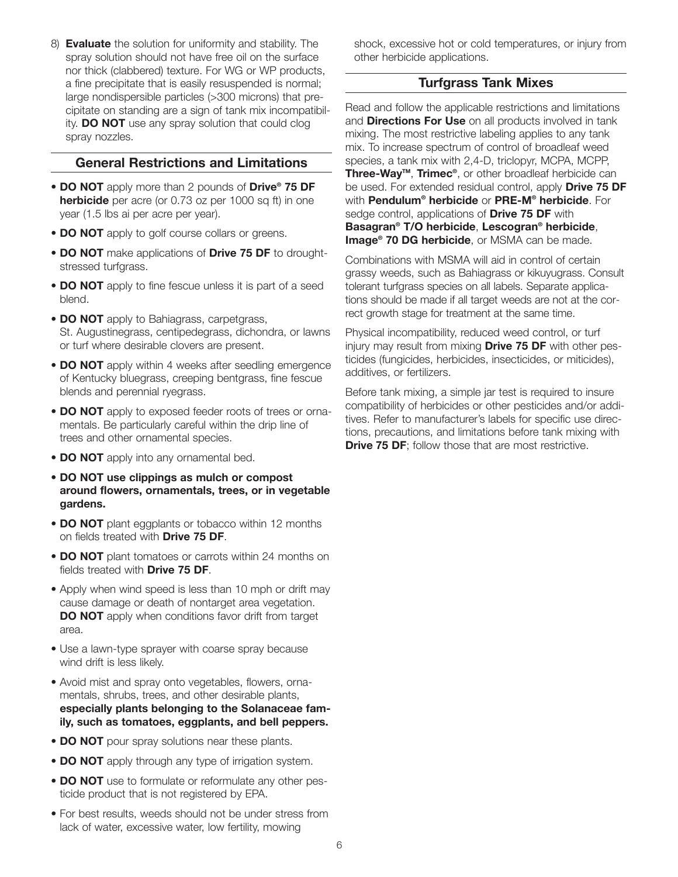8) **Evaluate** the solution for uniformity and stability. The spray solution should not have free oil on the surface nor thick (clabbered) texture. For WG or WP products, a fine precipitate that is easily resuspended is normal; large nondispersible particles (>300 microns) that precipitate on standing are a sign of tank mix incompatibility. **DO NOT** use any spray solution that could clog spray nozzles.

## General Restrictions and Limitations

- **DO NOT** apply more than 2 pounds of **Drive® 75 DF herbicide** per acre (or 0.73 oz per 1000 sq ft) in one year (1.5 lbs ai per acre per year).
- **DO NOT** apply to golf course collars or greens.
- **DO NOT** make applications of **Drive 75 DF** to drought-stressed turfgrass.
- **DO NOT** apply to fine fescue unless it is part of a seed blend.
- **DO NOT** apply to Bahiagrass, carpetgrass, St. Augustinegrass, centipedegrass, dichondra, or lawns or turf where desirable clovers are present.
- **DO NOT** apply within 4 weeks after seedling emergence of Kentucky bluegrass, creeping bentgrass, fine fescue blends and perennial ryegrass.
- **DO NOT** apply to exposed feeder roots of trees or ornamentals. Be particularly careful within the drip line of trees and other ornamental species.
- **DO NOT** apply into any ornamental bed.
- **DO NOT use clippings as mulch or compost around flowers, ornamentals, trees, or in vegetable gardens.**
- **DO NOT** plant eggplants or tobacco within 12 months on fields treated with **Drive 75 DF**.
- **DO NOT** plant tomatoes or carrots within 24 months on fields treated with **Drive 75 DF**.
- Apply when wind speed is less than 10 mph or drift may cause damage or death of nontarget area vegetation. **DO NOT** apply when conditions favor drift from target area.
- Use a lawn-type sprayer with coarse spray because wind drift is less likely.
- Avoid mist and spray onto vegetables, flowers, ornamentals, shrubs, trees, and other desirable plants, **especially plants belonging to the Solanaceae family, such as tomatoes, eggplants, and bell peppers.**
- **DO NOT** pour spray solutions near these plants.
- **DO NOT** apply through any type of irrigation system.
- **DO NOT** use to formulate or reformulate any other pesticide product that is not registered by EPA.
- For best results, weeds should not be under stress from lack of water, excessive water, low fertility, mowing shock, excessive hot or cold temperatures, or injury from other herbicide applications.

## Turfgrass Tank Mixes

Read and follow the applicable restrictions and limitations and **Directions For Use** on all products involved in tank mixing. The most restrictive labeling applies to any tank mix. To increase spectrum of control of broadleaf weed species, a tank mix with 2,4-D, triclopyr, MCPA, MCPP, **Three-Way™**, **Trimec®**, or other broadleaf herbicide can be used. For extended residual control, apply **Drive 75 DF** with **Pendulum® herbicide** or **PRE-M® herbicide**. For sedge control, applications of **Drive 75 DF** with **Basagran® T/O herbicide**, **Lescogran® herbicide**, **Image® 70 DG herbicide**, or MSMA can be made.

Combinations with MSMA will aid in control of certain grassy weeds, such as Bahiagrass or kikuyugrass. Consult tolerant turfgrass species on all labels. Separate applications should be made if all target weeds are not at the correct growth stage for treatment at the same time.

Physical incompatibility, reduced weed control, or turf injury may result from mixing **Drive 75 DF** with other pesticides (fungicides, herbicides, insecticides, or miticides), additives, or fertilizers.

Before tank mixing, a simple jar test is required to insure compatibility of herbicides or other pesticides and/or additives. Refer to manufacturer's labels for specific use directions, precautions, and limitations before tank mixing with **Drive 75 DF**; follow those that are most restrictive.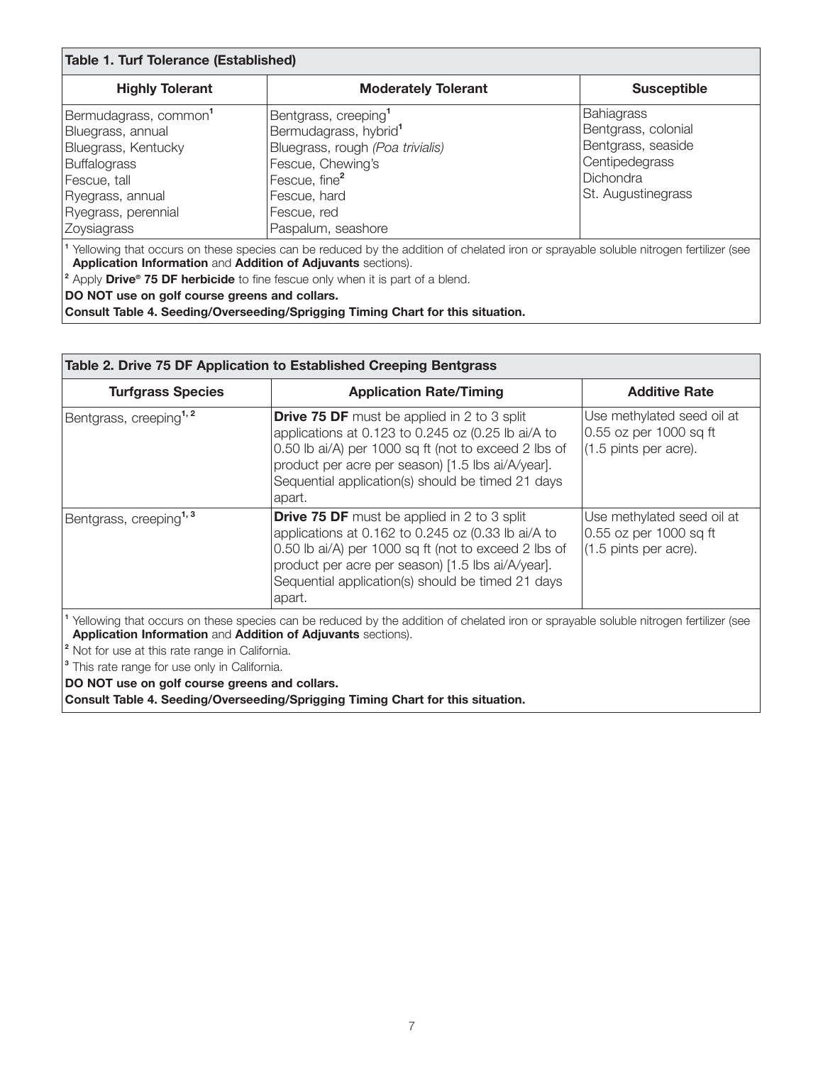**Table 1. Turf Tolerance (Established)**

| Highly Tolerant | Moderately Tolerant | Susceptible |
|---|---|---|
| Bermudagrass, common[1] | Bentgrass, creeping[1] | Bahiagrass |
| Bluegrass, annual | Bermudagrass, hybrid[1] | Bentgrass, colonial |
| Bluegrass, Kentucky | Bluegrass, rough *(Poa trivialis)* | Bentgrass, seaside |
| Buffalograss | Fescue, Chewing's | Centipedegrass |
| Fescue, tall | Fescue, fine[2] | Dichondra |
| Ryegrass, annual | Fescue, hard | St. Augustinegrass |
| Ryegrass, perennial | Fescue, red | |
| Zoysiagrass | Paspalum, seashore | |

[1] Yellowing that occurs on these species can be reduced by the addition of chelated iron or sprayable soluble nitrogen fertilizer (see **Application Information** and **Addition of Adjuvants** sections).

[2] Apply **Drive® 75 DF herbicide** to fine fescue only when it is part of a blend.

**DO NOT use on golf course greens and collars.**

**Consult Table 4. Seeding/Overseeding/Sprigging Timing Chart for this situation.**

**Table 2. Drive 75 DF Application to Established Creeping Bentgrass**

| Turfgrass Species | Application Rate/Timing | Additive Rate |
|---|---|---|
| Bentgrass, creeping[1, 2] | **Drive 75 DF** must be applied in 2 to 3 split applications at 0.123 to 0.245 oz (0.25 lb ai/A to 0.50 lb ai/A) per 1000 sq ft (not to exceed 2 lbs of product per acre per season) [1.5 lbs ai/A/year]. Sequential application(s) should be timed 21 days apart. | Use methylated seed oil at 0.55 oz per 1000 sq ft (1.5 pints per acre). |
| Bentgrass, creeping[1, 3] | **Drive 75 DF** must be applied in 2 to 3 split applications at 0.162 to 0.245 oz (0.33 lb ai/A to 0.50 lb ai/A) per 1000 sq ft (not to exceed 2 lbs of product per acre per season) [1.5 lbs ai/A/year]. Sequential application(s) should be timed 21 days apart. | Use methylated seed oil at 0.55 oz per 1000 sq ft (1.5 pints per acre). |

[1] Yellowing that occurs on these species can be reduced by the addition of chelated iron or sprayable soluble nitrogen fertilizer (see **Application Information** and **Addition of Adjuvants** sections).

[2] Not for use at this rate range in California.

[3] This rate range for use only in California.

**DO NOT use on golf course greens and collars.**

**Consult Table 4. Seeding/Overseeding/Sprigging Timing Chart for this situation.**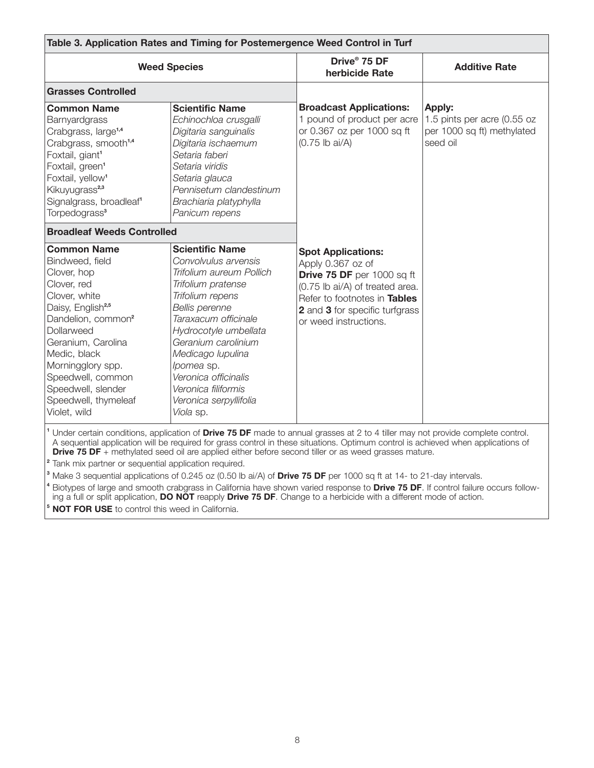**Table 3. Application Rates and Timing for Postemergence Weed Control in Turf**

| Weed Species | | Drive® 75 DF herbicide Rate | Additive Rate |
|---|---|---|---|
| **Grasses Controlled** | | | |
| **Common Name** | **Scientific Name** | **Broadcast Applications:** 1 pound of product per acre or 0.367 oz per 1000 sq ft (0.75 lb ai/A) | **Apply:** 1.5 pints per acre (0.55 oz per 1000 sq ft) methylated seed oil |
| Barnyardgrass | *Echinochloa crusgalli* | | |
| Crabgrass, large[1,4] | *Digitaria sanguinalis* | | |
| Crabgrass, smooth[1,4] | *Digitaria ischaemum* | | |
| Foxtail, giant[1] | *Setaria faberi* | | |
| Foxtail, green[1] | *Setaria viridis* | | |
| Foxtail, yellow[1] | *Setaria glauca* | | |
| Kikuyugrass[2,3] | *Pennisetum clandestinum* | | |
| Signalgrass, broadleaf[1] | *Brachiaria platyphylla* | | |
| Torpedograss[3] | *Panicum repens* | | |
| **Broadleaf Weeds Controlled** | | | |
| **Common Name** | **Scientific Name** | **Spot Applications:** Apply 0.367 oz of **Drive 75 DF** per 1000 sq ft (0.75 lb ai/A) of treated area. Refer to footnotes in **Tables 2** and **3** for specific turfgrass or weed instructions. | |
| Bindweed, field | *Convolvulus arvensis* | | |
| Clover, hop | *Trifolium aureum Pollich* | | |
| Clover, red | *Trifolium pratense* | | |
| Clover, white | *Trifolium repens* | | |
| Daisy, English[2,5] | *Bellis perenne* | | |
| Dandelion, common[2] | *Taraxacum officinale* | | |
| Dollarweed | *Hydrocotyle umbellata* | | |
| Geranium, Carolina | *Geranium carolinium* | | |
| Medic, black | *Medicago lupulina* | | |
| Morningglory spp. | *Ipomea* sp. | | |
| Speedwell, common | *Veronica officinalis* | | |
| Speedwell, slender | *Veronica filiformis* | | |
| Speedwell, thymeleaf | *Veronica serpyllifolia* | | |
| Violet, wild | *Viola* sp. | | |

[1] Under certain conditions, application of **Drive 75 DF** made to annual grasses at 2 to 4 tiller may not provide complete control. A sequential application will be required for grass control in these situations. Optimum control is achieved when applications of **Drive 75 DF** + methylated seed oil are applied either before second tiller or as weed grasses mature.

[2] Tank mix partner or sequential application required.

[3] Make 3 sequential applications of 0.245 oz (0.50 lb ai/A) of **Drive 75 DF** per 1000 sq ft at 14- to 21-day intervals.

[4] Biotypes of large and smooth crabgrass in California have shown varied response to **Drive 75 DF**. If control failure occurs following a full or split application, **DO NOT** reapply **Drive 75 DF**. Change to a herbicide with a different mode of action.

[5] **NOT FOR USE** to control this weed in California.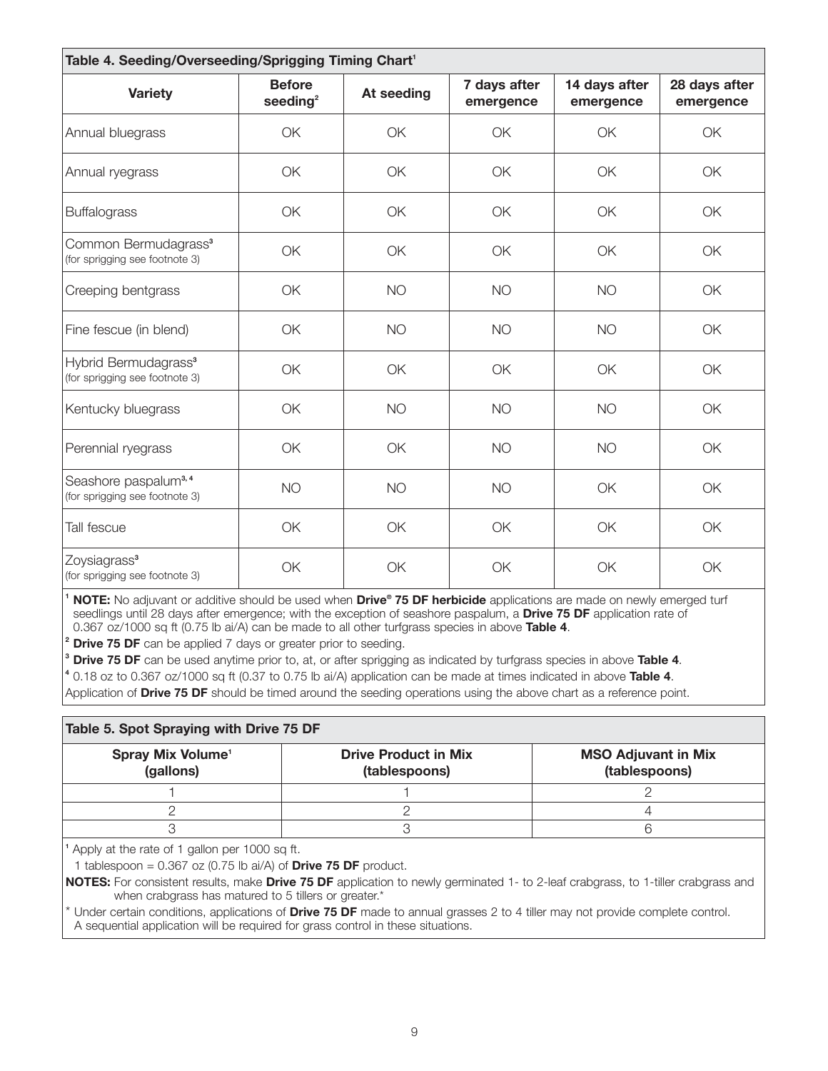**Table 4. Seeding/Overseeding/Sprigging Timing Chart[1]**

| Variety | Before seeding[2] | At seeding | 7 days after emergence | 14 days after emergence | 28 days after emergence |
|---|---|---|---|---|---|
| Annual bluegrass | OK | OK | OK | OK | OK |
| Annual ryegrass | OK | OK | OK | OK | OK |
| Buffalograss | OK | OK | OK | OK | OK |
| Common Bermudagrass[3] (for sprigging see footnote 3) | OK | OK | OK | OK | OK |
| Creeping bentgrass | OK | NO | NO | NO | OK |
| Fine fescue (in blend) | OK | NO | NO | NO | OK |
| Hybrid Bermudagrass[3] (for sprigging see footnote 3) | OK | OK | OK | OK | OK |
| Kentucky bluegrass | OK | NO | NO | NO | OK |
| Perennial ryegrass | OK | OK | NO | NO | OK |
| Seashore paspalum[3, 4] (for sprigging see footnote 3) | NO | NO | NO | OK | OK |
| Tall fescue | OK | OK | OK | OK | OK |
| Zoysiagrass[3] (for sprigging see footnote 3) | OK | OK | OK | OK | OK |

[1] **NOTE:** No adjuvant or additive should be used when **Drive® 75 DF herbicide** applications are made on newly emerged turf seedlings until 28 days after emergence; with the exception of seashore paspalum, a **Drive 75 DF** application rate of 0.367 oz/1000 sq ft (0.75 lb ai/A) can be made to all other turfgrass species in above **Table 4**.

[2] **Drive 75 DF** can be applied 7 days or greater prior to seeding.

[3] **Drive 75 DF** can be used anytime prior to, at, or after sprigging as indicated by turfgrass species in above **Table 4**.

[4] 0.18 oz to 0.367 oz/1000 sq ft (0.37 to 0.75 lb ai/A) application can be made at times indicated in above **Table 4**.

Application of **Drive 75 DF** should be timed around the seeding operations using the above chart as a reference point.

**Table 5. Spot Spraying with Drive 75 DF**

| Spray Mix Volume[1] (gallons) | Drive Product in Mix (tablespoons) | MSO Adjuvant in Mix (tablespoons) |
|---|---|---|
| 1 | 1 | 2 |
| 2 | 2 | 4 |
| 3 | 3 | 6 |

[1] Apply at the rate of 1 gallon per 1000 sq ft.

1 tablespoon = 0.367 oz (0.75 lb ai/A) of **Drive 75 DF** product.

**NOTES:** For consistent results, make **Drive 75 DF** application to newly germinated 1- to 2-leaf crabgrass, to 1-tiller crabgrass and when crabgrass has matured to 5 tillers or greater.*

* Under certain conditions, applications of **Drive 75 DF** made to annual grasses 2 to 4 tiller may not provide complete control. A sequential application will be required for grass control in these situations.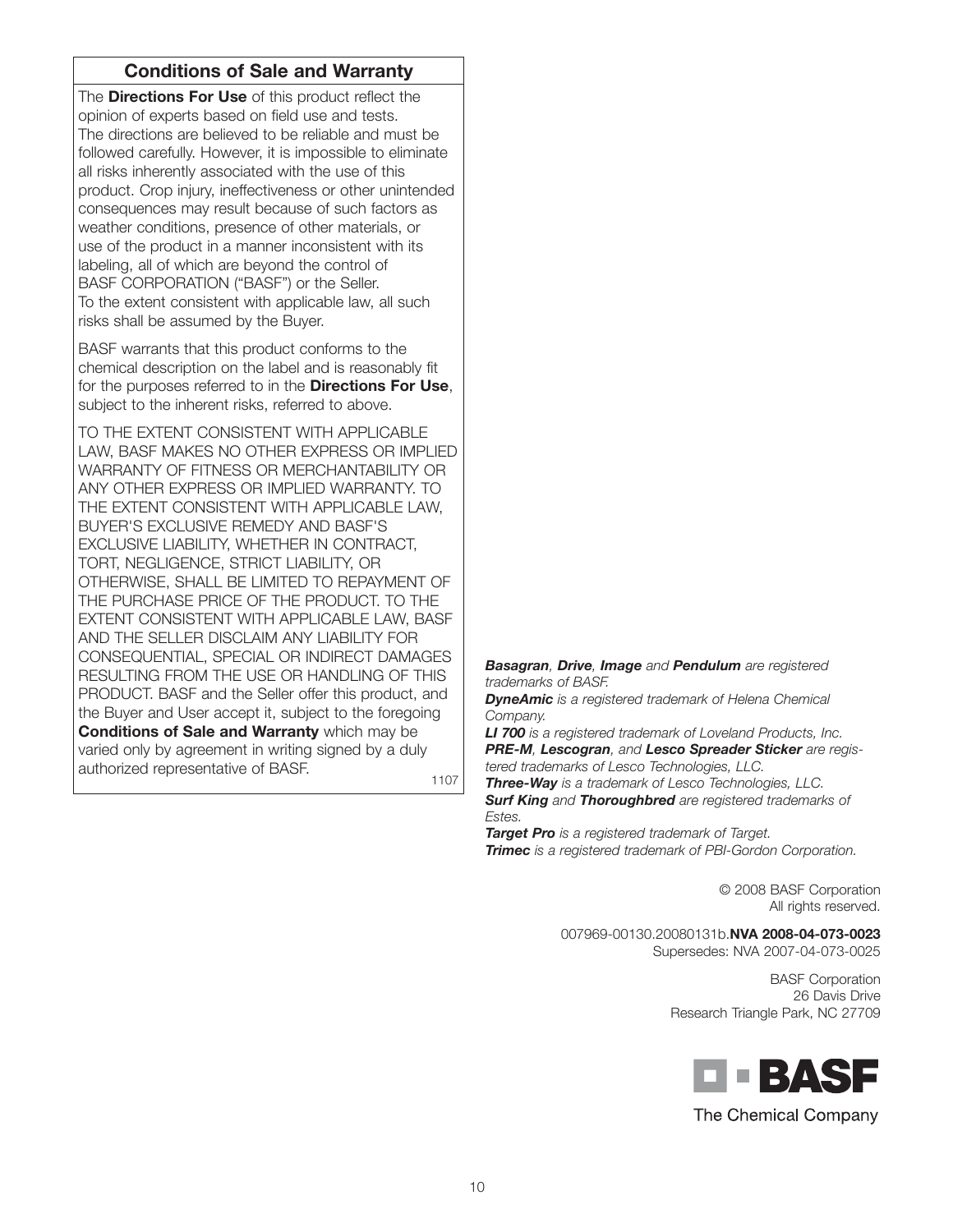## Conditions of Sale and Warranty

The **Directions For Use** of this product reflect the opinion of experts based on field use and tests. The directions are believed to be reliable and must be followed carefully. However, it is impossible to eliminate all risks inherently associated with the use of this product. Crop injury, ineffectiveness or other unintended consequences may result because of such factors as weather conditions, presence of other materials, or use of the product in a manner inconsistent with its labeling, all of which are beyond the control of BASF CORPORATION ("BASF") or the Seller. To the extent consistent with applicable law, all such risks shall be assumed by the Buyer.

BASF warrants that this product conforms to the chemical description on the label and is reasonably fit for the purposes referred to in the **Directions For Use**, subject to the inherent risks, referred to above.

TO THE EXTENT CONSISTENT WITH APPLICABLE LAW, BASF MAKES NO OTHER EXPRESS OR IMPLIED WARRANTY OF FITNESS OR MERCHANTABILITY OR ANY OTHER EXPRESS OR IMPLIED WARRANTY. TO THE EXTENT CONSISTENT WITH APPLICABLE LAW, BUYER'S EXCLUSIVE REMEDY AND BASF'S EXCLUSIVE LIABILITY, WHETHER IN CONTRACT, TORT, NEGLIGENCE, STRICT LIABILITY, OR OTHERWISE, SHALL BE LIMITED TO REPAYMENT OF THE PURCHASE PRICE OF THE PRODUCT. TO THE EXTENT CONSISTENT WITH APPLICABLE LAW, BASF AND THE SELLER DISCLAIM ANY LIABILITY FOR CONSEQUENTIAL, SPECIAL OR INDIRECT DAMAGES RESULTING FROM THE USE OR HANDLING OF THIS PRODUCT. BASF and the Seller offer this product, and the Buyer and User accept it, subject to the foregoing **Conditions of Sale and Warranty** which may be varied only by agreement in writing signed by a duly authorized representative of BASF.

1107

***Basagran**, **Drive**, **Image** and **Pendulum** are registered trademarks of BASF.*
***DyneAmic** is a registered trademark of Helena Chemical Company.*
***LI 700** is a registered trademark of Loveland Products, Inc.*
***PRE-M**, **Lescogran**, and **Lesco Spreader Sticker** are registered trademarks of Lesco Technologies, LLC.*
***Three-Way** is a trademark of Lesco Technologies, LLC.*
***Surf King** and **Thoroughbred** are registered trademarks of Estes.*
***Target Pro** is a registered trademark of Target.*
***Trimec** is a registered trademark of PBI-Gordon Corporation.*

© 2008 BASF Corporation
All rights reserved.

007969-00130.20080131b.**NVA 2008-04-073-0023**
Supersedes: NVA 2007-04-073-0025

BASF Corporation
26 Davis Drive
Research Triangle Park, NC 27709

BASF
The Chemical Company